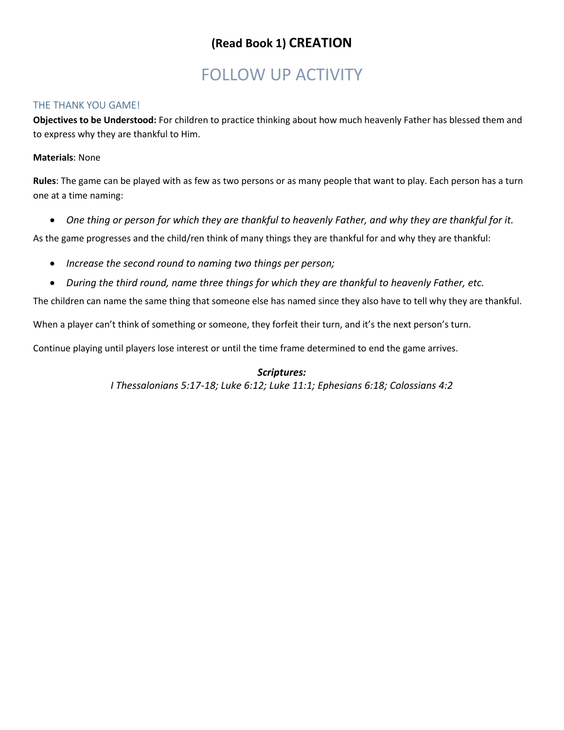# (Read Book 1) CREATION

## FOLLOW UP ACTIVITY

### THE THANK YOU GAME!

**Objectives to be Understood:** For children to practice thinking about how much heavenly Father has blessed them and to express why they are thankful to Him.

**Materials**: None

**Rules**: The game can be played with as few as two persons or as many people that want to play. Each person has a turn one at a time naming:

- *One thing or person for which they are thankful to heavenly Father, and why they are thankful for it.*

As the game progresses and the child/ren think of many things they are thankful for and why they are thankful:

- *Increase the second round to naming two things per person;*
- *During the third round, name three things for which they are thankful to heavenly Father, etc.*

The children can name the same thing that someone else has named since they also have to tell why they are thankful.

When a player can't think of something or someone, they forfeit their turn, and it's the next person's turn.

Continue playing until players lose interest or until the time frame determined to end the game arrives.

***Scriptures:***

*I Thessalonians 5:17-18; Luke 6:12; Luke 11:1; Ephesians 6:18; Colossians 4:2*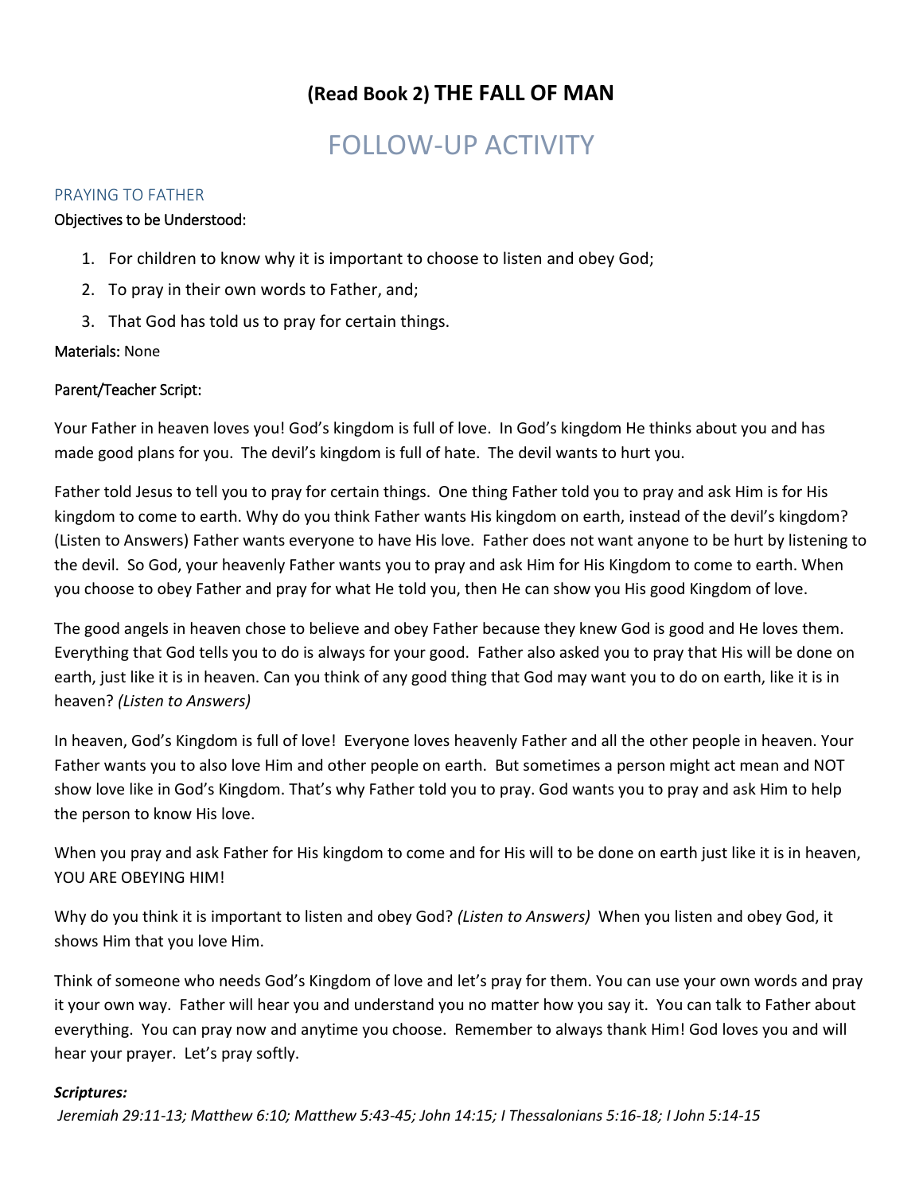# (Read Book 2) THE FALL OF MAN

## FOLLOW-UP ACTIVITY

### PRAYING TO FATHER

Objectives to be Understood:

1. For children to know why it is important to choose to listen and obey God;
2. To pray in their own words to Father, and;
3. That God has told us to pray for certain things.

Materials: None

Parent/Teacher Script:

Your Father in heaven loves you! God's kingdom is full of love. In God's kingdom He thinks about you and has made good plans for you. The devil's kingdom is full of hate. The devil wants to hurt you.

Father told Jesus to tell you to pray for certain things. One thing Father told you to pray and ask Him is for His kingdom to come to earth. Why do you think Father wants His kingdom on earth, instead of the devil's kingdom? (Listen to Answers) Father wants everyone to have His love. Father does not want anyone to be hurt by listening to the devil. So God, your heavenly Father wants you to pray and ask Him for His Kingdom to come to earth. When you choose to obey Father and pray for what He told you, then He can show you His good Kingdom of love.

The good angels in heaven chose to believe and obey Father because they knew God is good and He loves them. Everything that God tells you to do is always for your good. Father also asked you to pray that His will be done on earth, just like it is in heaven. Can you think of any good thing that God may want you to do on earth, like it is in heaven? *(Listen to Answers)*

In heaven, God's Kingdom is full of love! Everyone loves heavenly Father and all the other people in heaven. Your Father wants you to also love Him and other people on earth. But sometimes a person might act mean and NOT show love like in God's Kingdom. That's why Father told you to pray. God wants you to pray and ask Him to help the person to know His love.

When you pray and ask Father for His kingdom to come and for His will to be done on earth just like it is in heaven, YOU ARE OBEYING HIM!

Why do you think it is important to listen and obey God? *(Listen to Answers)* When you listen and obey God, it shows Him that you love Him.

Think of someone who needs God's Kingdom of love and let's pray for them. You can use your own words and pray it your own way. Father will hear you and understand you no matter how you say it. You can talk to Father about everything. You can pray now and anytime you choose. Remember to always thank Him! God loves you and will hear your prayer. Let's pray softly.

***Scriptures:***

*Jeremiah 29:11-13; Matthew 6:10; Matthew 5:43-45; John 14:15; I Thessalonians 5:16-18; I John 5:14-15*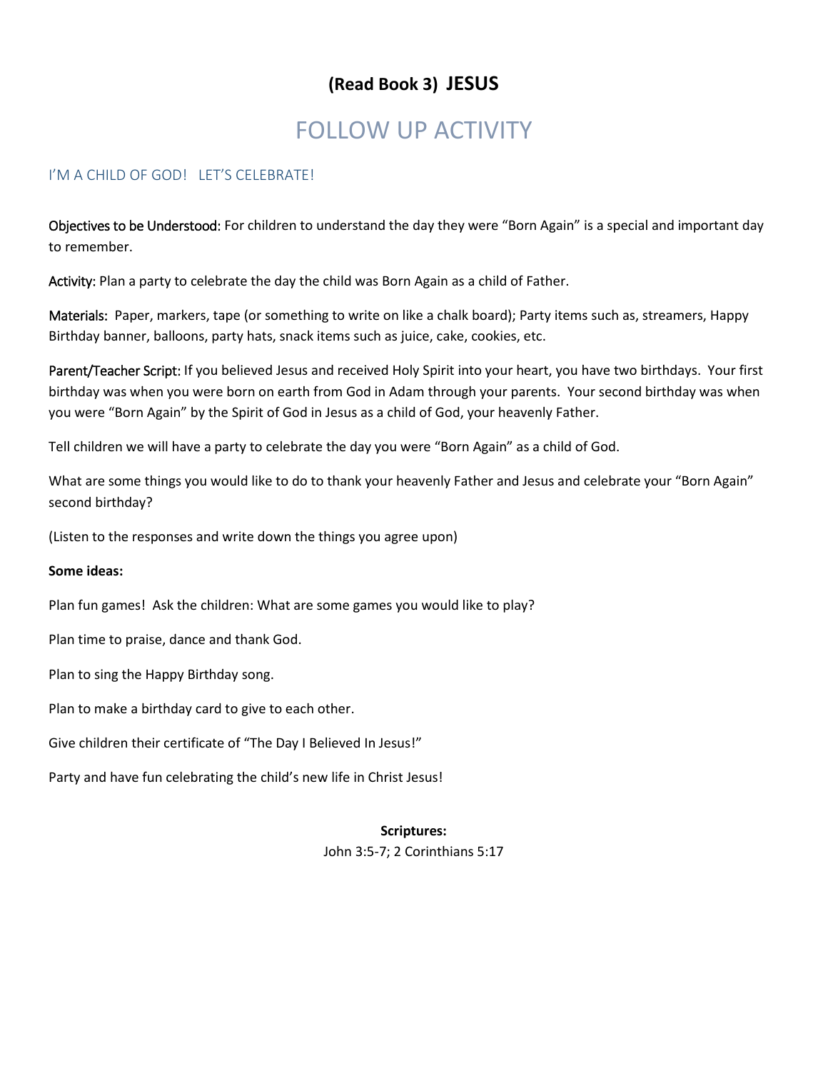# (Read Book 3) JESUS

## FOLLOW UP ACTIVITY

### I'M A CHILD OF GOD! LET'S CELEBRATE!

Objectives to be Understood: For children to understand the day they were "Born Again" is a special and important day to remember.

Activity: Plan a party to celebrate the day the child was Born Again as a child of Father.

Materials: Paper, markers, tape (or something to write on like a chalk board); Party items such as, streamers, Happy Birthday banner, balloons, party hats, snack items such as juice, cake, cookies, etc.

Parent/Teacher Script: If you believed Jesus and received Holy Spirit into your heart, you have two birthdays. Your first birthday was when you were born on earth from God in Adam through your parents. Your second birthday was when you were "Born Again" by the Spirit of God in Jesus as a child of God, your heavenly Father.

Tell children we will have a party to celebrate the day you were "Born Again" as a child of God.

What are some things you would like to do to thank your heavenly Father and Jesus and celebrate your "Born Again" second birthday?

(Listen to the responses and write down the things you agree upon)

**Some ideas:**

Plan fun games! Ask the children: What are some games you would like to play?

Plan time to praise, dance and thank God.

Plan to sing the Happy Birthday song.

Plan to make a birthday card to give to each other.

Give children their certificate of "The Day I Believed In Jesus!"

Party and have fun celebrating the child's new life in Christ Jesus!

**Scriptures:**

John 3:5-7; 2 Corinthians 5:17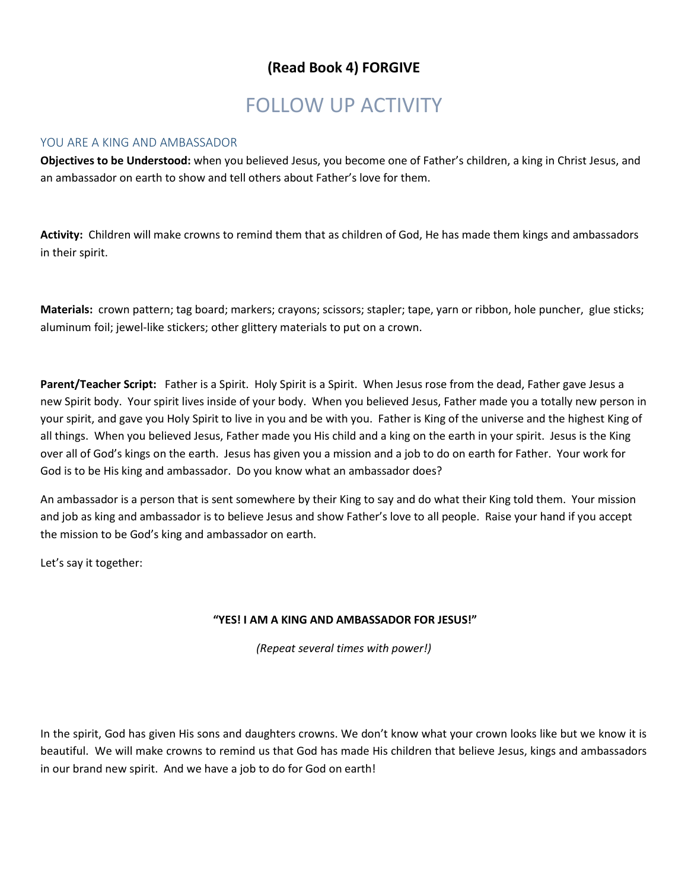# (Read Book 4) FORGIVE

# FOLLOW UP ACTIVITY

## YOU ARE A KING AND AMBASSADOR

**Objectives to be Understood:** when you believed Jesus, you become one of Father's children, a king in Christ Jesus, and an ambassador on earth to show and tell others about Father's love for them.

**Activity:** Children will make crowns to remind them that as children of God, He has made them kings and ambassadors in their spirit.

**Materials:** crown pattern; tag board; markers; crayons; scissors; stapler; tape, yarn or ribbon, hole puncher, glue sticks; aluminum foil; jewel-like stickers; other glittery materials to put on a crown.

**Parent/Teacher Script:** Father is a Spirit. Holy Spirit is a Spirit. When Jesus rose from the dead, Father gave Jesus a new Spirit body. Your spirit lives inside of your body. When you believed Jesus, Father made you a totally new person in your spirit, and gave you Holy Spirit to live in you and be with you. Father is King of the universe and the highest King of all things. When you believed Jesus, Father made you His child and a king on the earth in your spirit. Jesus is the King over all of God's kings on the earth. Jesus has given you a mission and a job to do on earth for Father. Your work for God is to be His king and ambassador. Do you know what an ambassador does?

An ambassador is a person that is sent somewhere by their King to say and do what their King told them. Your mission and job as king and ambassador is to believe Jesus and show Father's love to all people. Raise your hand if you accept the mission to be God's king and ambassador on earth.

Let's say it together:

**"YES! I AM A KING AND AMBASSADOR FOR JESUS!"**

*(Repeat several times with power!)*

In the spirit, God has given His sons and daughters crowns. We don't know what your crown looks like but we know it is beautiful. We will make crowns to remind us that God has made His children that believe Jesus, kings and ambassadors in our brand new spirit. And we have a job to do for God on earth!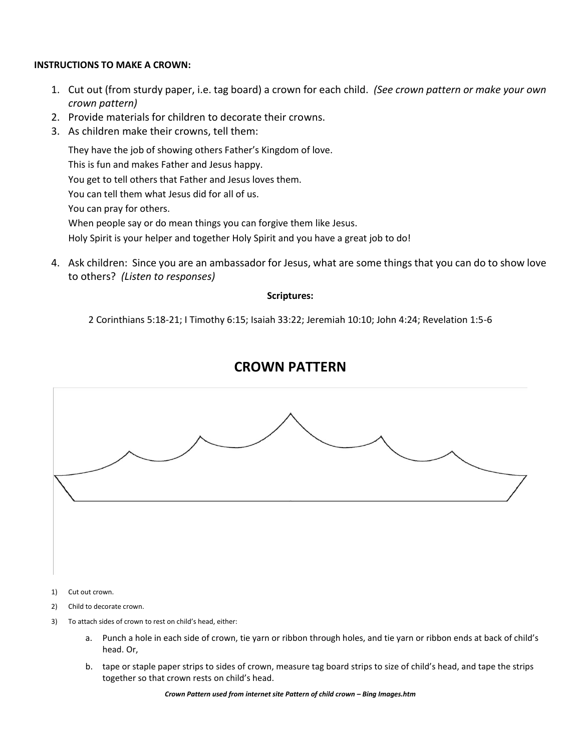**INSTRUCTIONS TO MAKE A CROWN:**

1. Cut out (from sturdy paper, i.e. tag board) a crown for each child. *(See crown pattern or make your own crown pattern)*
2. Provide materials for children to decorate their crowns.
3. As children make their crowns, tell them:

   They have the job of showing others Father's Kingdom of love.
   This is fun and makes Father and Jesus happy.
   You get to tell others that Father and Jesus loves them.
   You can tell them what Jesus did for all of us.
   You can pray for others.
   When people say or do mean things you can forgive them like Jesus.
   Holy Spirit is your helper and together Holy Spirit and you have a great job to do!

4. Ask children: Since you are an ambassador for Jesus, what are some things that you can do to show love to others? *(Listen to responses)*

**Scriptures:**

2 Corinthians 5:18-21; I Timothy 6:15; Isaiah 33:22; Jeremiah 10:10; John 4:24; Revelation 1:5-6

## CROWN PATTERN

1) Cut out crown.
2) Child to decorate crown.
3) To attach sides of crown to rest on child's head, either:
   a. Punch a hole in each side of crown, tie yarn or ribbon through holes, and tie yarn or ribbon ends at back of child's head. Or,
   b. tape or staple paper strips to sides of crown, measure tag board strips to size of child's head, and tape the strips together so that crown rests on child's head.

***Crown Pattern used from internet site Pattern of child crown – Bing Images.htm***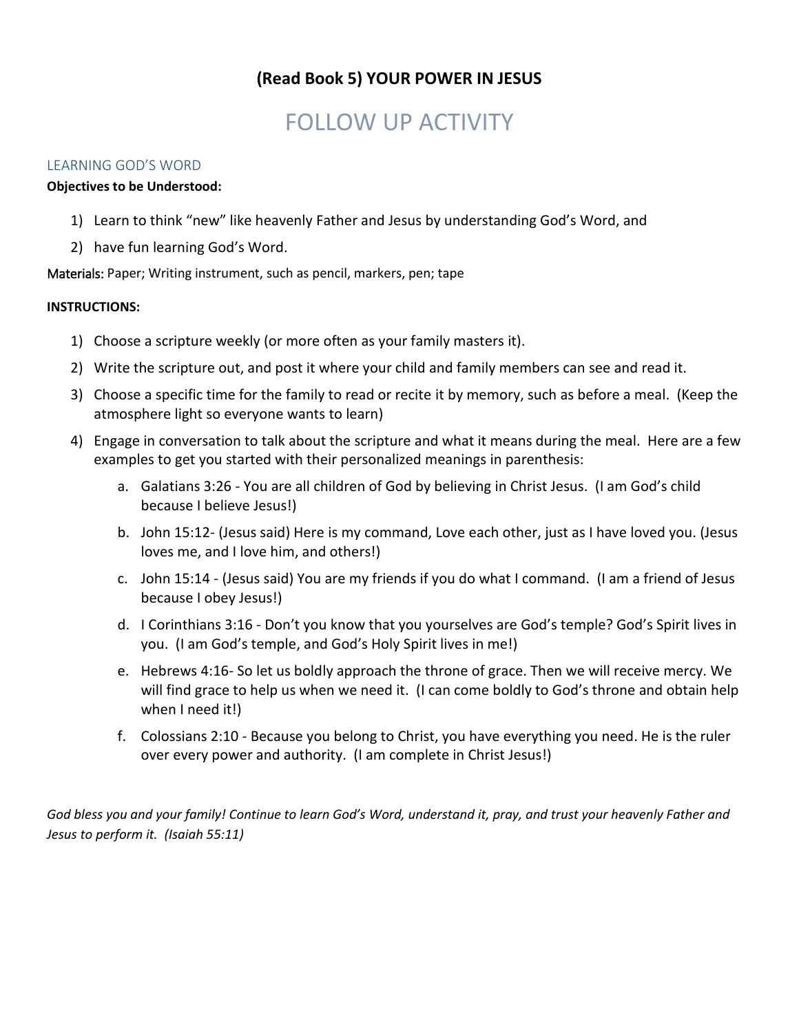# (Read Book 5) YOUR POWER IN JESUS

## FOLLOW UP ACTIVITY

### LEARNING GOD'S WORD

**Objectives to be Understood:**

1) Learn to think "new" like heavenly Father and Jesus by understanding God's Word, and
2) have fun learning God's Word.

Materials: Paper; Writing instrument, such as pencil, markers, pen; tape

**INSTRUCTIONS:**

1) Choose a scripture weekly (or more often as your family masters it).
2) Write the scripture out, and post it where your child and family members can see and read it.
3) Choose a specific time for the family to read or recite it by memory, such as before a meal. (Keep the atmosphere light so everyone wants to learn)
4) Engage in conversation to talk about the scripture and what it means during the meal. Here are a few examples to get you started with their personalized meanings in parenthesis:
    a. Galatians 3:26 - You are all children of God by believing in Christ Jesus. (I am God's child because I believe Jesus!)
    b. John 15:12- (Jesus said) Here is my command, Love each other, just as I have loved you. (Jesus loves me, and I love him, and others!)
    c. John 15:14 - (Jesus said) You are my friends if you do what I command. (I am a friend of Jesus because I obey Jesus!)
    d. I Corinthians 3:16 - Don't you know that you yourselves are God's temple? God's Spirit lives in you. (I am God's temple, and God's Holy Spirit lives in me!)
    e. Hebrews 4:16- So let us boldly approach the throne of grace. Then we will receive mercy. We will find grace to help us when we need it. (I can come boldly to God's throne and obtain help when I need it!)
    f. Colossians 2:10 - Because you belong to Christ, you have everything you need. He is the ruler over every power and authority. (I am complete in Christ Jesus!)

*God bless you and your family! Continue to learn God's Word, understand it, pray, and trust your heavenly Father and Jesus to perform it. (Isaiah 55:11)*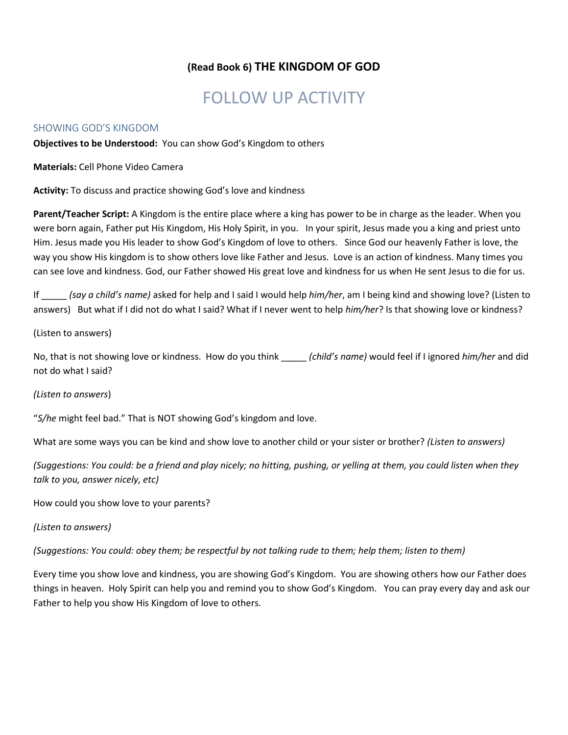## (Read Book 6) THE KINGDOM OF GOD

# FOLLOW UP ACTIVITY

### SHOWING GOD'S KINGDOM

**Objectives to be Understood:** You can show God's Kingdom to others

**Materials:** Cell Phone Video Camera

**Activity:** To discuss and practice showing God's love and kindness

**Parent/Teacher Script:** A Kingdom is the entire place where a king has power to be in charge as the leader. When you were born again, Father put His Kingdom, His Holy Spirit, in you. In your spirit, Jesus made you a king and priest unto Him. Jesus made you His leader to show God's Kingdom of love to others. Since God our heavenly Father is love, the way you show His kingdom is to show others love like Father and Jesus. Love is an action of kindness. Many times you can see love and kindness. God, our Father showed His great love and kindness for us when He sent Jesus to die for us.

If _____ *(say a child's name)* asked for help and I said I would help *him/her*, am I being kind and showing love? (Listen to answers) But what if I did not do what I said? What if I never went to help *him/her*? Is that showing love or kindness?

(Listen to answers)

No, that is not showing love or kindness. How do you think _____ *(child's name)* would feel if I ignored *him/her* and did not do what I said?

*(Listen to answers*)

"*S/he* might feel bad." That is NOT showing God's kingdom and love.

What are some ways you can be kind and show love to another child or your sister or brother? *(Listen to answers)*

*(Suggestions: You could: be a friend and play nicely; no hitting, pushing, or yelling at them, you could listen when they talk to you, answer nicely, etc)*

How could you show love to your parents?

*(Listen to answers)*

*(Suggestions: You could: obey them; be respectful by not talking rude to them; help them; listen to them)*

Every time you show love and kindness, you are showing God's Kingdom. You are showing others how our Father does things in heaven. Holy Spirit can help you and remind you to show God's Kingdom. You can pray every day and ask our Father to help you show His Kingdom of love to others.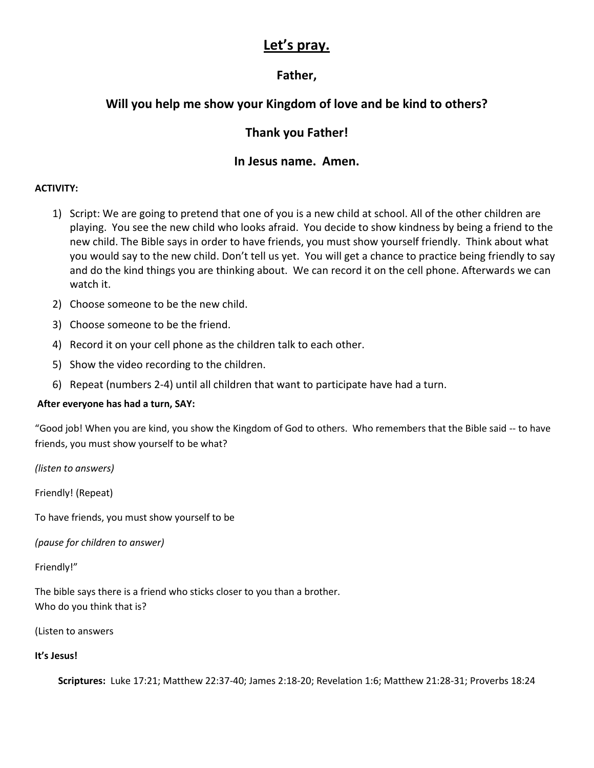## Let's pray.

**Father,**

**Will you help me show your Kingdom of love and be kind to others?**

**Thank you Father!**

**In Jesus name. Amen.**

**ACTIVITY:**

1) Script: We are going to pretend that one of you is a new child at school. All of the other children are playing. You see the new child who looks afraid. You decide to show kindness by being a friend to the new child. The Bible says in order to have friends, you must show yourself friendly. Think about what you would say to the new child. Don't tell us yet. You will get a chance to practice being friendly to say and do the kind things you are thinking about. We can record it on the cell phone. Afterwards we can watch it.
2) Choose someone to be the new child.
3) Choose someone to be the friend.
4) Record it on your cell phone as the children talk to each other.
5) Show the video recording to the children.
6) Repeat (numbers 2-4) until all children that want to participate have had a turn.

**After everyone has had a turn, SAY:**

"Good job! When you are kind, you show the Kingdom of God to others. Who remembers that the Bible said -- to have friends, you must show yourself to be what?

*(listen to answers)*

Friendly! (Repeat)

To have friends, you must show yourself to be

*(pause for children to answer)*

Friendly!"

The bible says there is a friend who sticks closer to you than a brother.
Who do you think that is?

(Listen to answers

**It's Jesus!**

**Scriptures:** Luke 17:21; Matthew 22:37-40; James 2:18-20; Revelation 1:6; Matthew 21:28-31; Proverbs 18:24